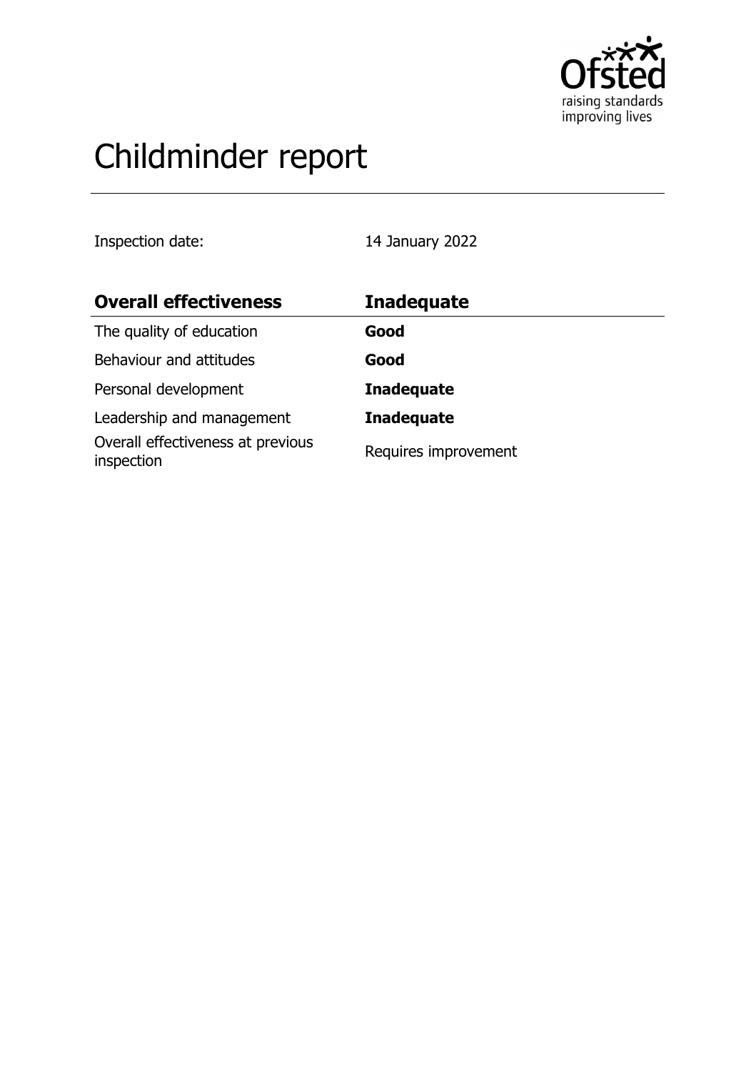# Childminder report

Inspection date: 14 January 2022

| Overall effectiveness | Inadequate |
| --- | --- |
| The quality of education | **Good** |
| Behaviour and attitudes | **Good** |
| Personal development | **Inadequate** |
| Leadership and management | **Inadequate** |
| Overall effectiveness at previous inspection | Requires improvement |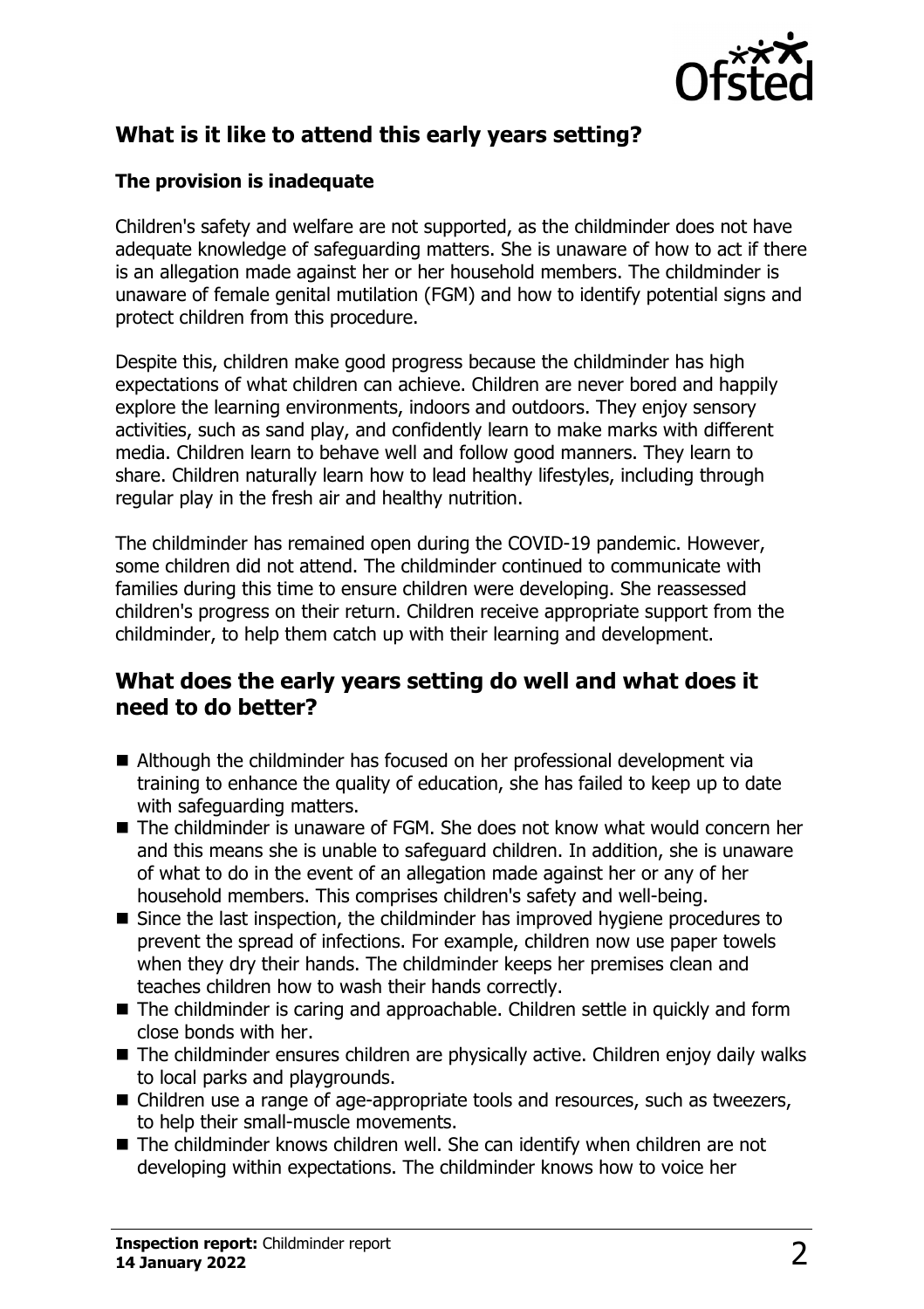## What is it like to attend this early years setting?

### The provision is inadequate

Children's safety and welfare are not supported, as the childminder does not have adequate knowledge of safeguarding matters. She is unaware of how to act if there is an allegation made against her or her household members. The childminder is unaware of female genital mutilation (FGM) and how to identify potential signs and protect children from this procedure.

Despite this, children make good progress because the childminder has high expectations of what children can achieve. Children are never bored and happily explore the learning environments, indoors and outdoors. They enjoy sensory activities, such as sand play, and confidently learn to make marks with different media. Children learn to behave well and follow good manners. They learn to share. Children naturally learn how to lead healthy lifestyles, including through regular play in the fresh air and healthy nutrition.

The childminder has remained open during the COVID-19 pandemic. However, some children did not attend. The childminder continued to communicate with families during this time to ensure children were developing. She reassessed children's progress on their return. Children receive appropriate support from the childminder, to help them catch up with their learning and development.

## What does the early years setting do well and what does it need to do better?

- Although the childminder has focused on her professional development via training to enhance the quality of education, she has failed to keep up to date with safeguarding matters.
- The childminder is unaware of FGM. She does not know what would concern her and this means she is unable to safeguard children. In addition, she is unaware of what to do in the event of an allegation made against her or any of her household members. This comprises children's safety and well-being.
- Since the last inspection, the childminder has improved hygiene procedures to prevent the spread of infections. For example, children now use paper towels when they dry their hands. The childminder keeps her premises clean and teaches children how to wash their hands correctly.
- The childminder is caring and approachable. Children settle in quickly and form close bonds with her.
- The childminder ensures children are physically active. Children enjoy daily walks to local parks and playgrounds.
- Children use a range of age-appropriate tools and resources, such as tweezers, to help their small-muscle movements.
- The childminder knows children well. She can identify when children are not developing within expectations. The childminder knows how to voice her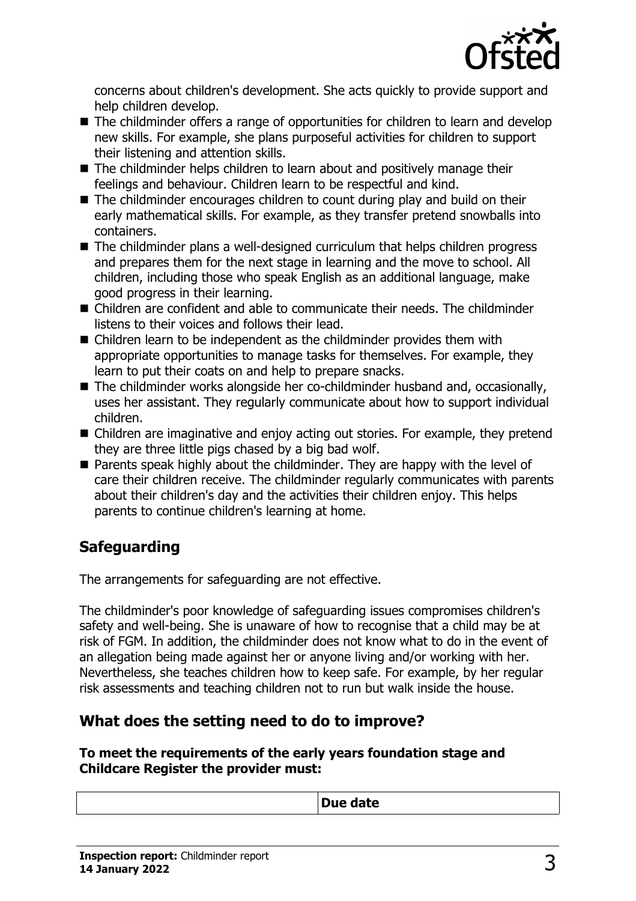concerns about children's development. She acts quickly to provide support and help children develop.

- The childminder offers a range of opportunities for children to learn and develop new skills. For example, she plans purposeful activities for children to support their listening and attention skills.
- The childminder helps children to learn about and positively manage their feelings and behaviour. Children learn to be respectful and kind.
- The childminder encourages children to count during play and build on their early mathematical skills. For example, as they transfer pretend snowballs into containers.
- The childminder plans a well-designed curriculum that helps children progress and prepares them for the next stage in learning and the move to school. All children, including those who speak English as an additional language, make good progress in their learning.
- Children are confident and able to communicate their needs. The childminder listens to their voices and follows their lead.
- Children learn to be independent as the childminder provides them with appropriate opportunities to manage tasks for themselves. For example, they learn to put their coats on and help to prepare snacks.
- The childminder works alongside her co-childminder husband and, occasionally, uses her assistant. They regularly communicate about how to support individual children.
- Children are imaginative and enjoy acting out stories. For example, they pretend they are three little pigs chased by a big bad wolf.
- Parents speak highly about the childminder. They are happy with the level of care their children receive. The childminder regularly communicates with parents about their children's day and the activities their children enjoy. This helps parents to continue children's learning at home.

## Safeguarding

The arrangements for safeguarding are not effective.

The childminder's poor knowledge of safeguarding issues compromises children's safety and well-being. She is unaware of how to recognise that a child may be at risk of FGM. In addition, the childminder does not know what to do in the event of an allegation being made against her or anyone living and/or working with her. Nevertheless, she teaches children how to keep safe. For example, by her regular risk assessments and teaching children not to run but walk inside the house.

## What does the setting need to do to improve?

**To meet the requirements of the early years foundation stage and Childcare Register the provider must:**

| | **Due date** |
|---|---|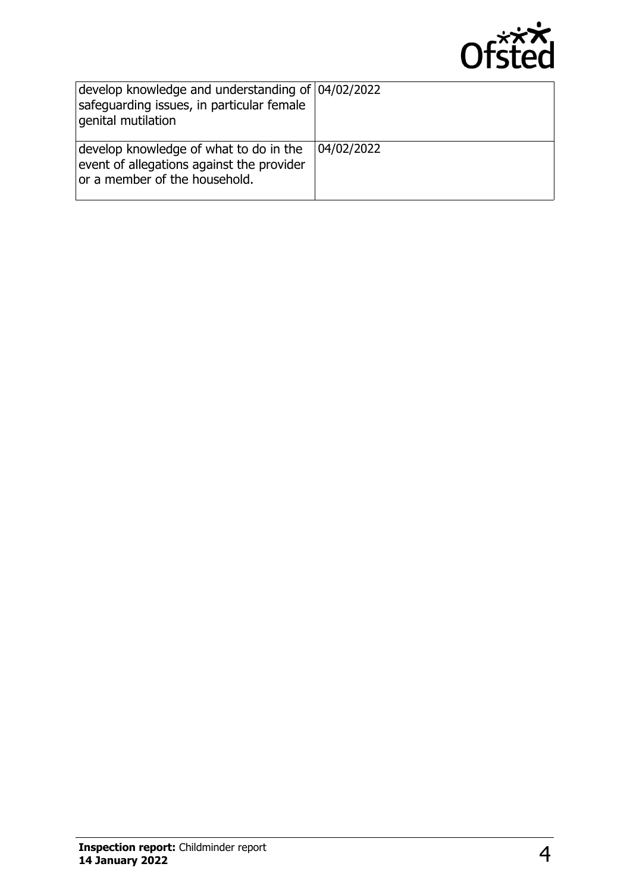| | |
|---|---|
| develop knowledge and understanding of safeguarding issues, in particular female genital mutilation | 04/02/2022 |
| develop knowledge of what to do in the event of allegations against the provider or a member of the household. | 04/02/2022 |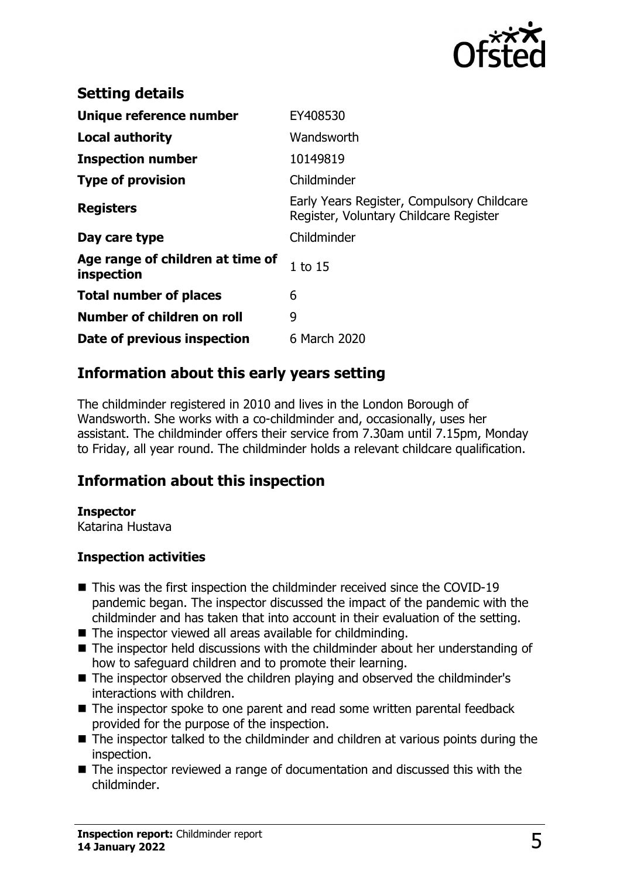## Setting details

| | |
|---|---|
| **Unique reference number** | EY408530 |
| **Local authority** | Wandsworth |
| **Inspection number** | 10149819 |
| **Type of provision** | Childminder |
| **Registers** | Early Years Register, Compulsory Childcare Register, Voluntary Childcare Register |
| **Day care type** | Childminder |
| **Age range of children at time of inspection** | 1 to 15 |
| **Total number of places** | 6 |
| **Number of children on roll** | 9 |
| **Date of previous inspection** | 6 March 2020 |

## Information about this early years setting

The childminder registered in 2010 and lives in the London Borough of Wandsworth. She works with a co-childminder and, occasionally, uses her assistant. The childminder offers their service from 7.30am until 7.15pm, Monday to Friday, all year round. The childminder holds a relevant childcare qualification.

## Information about this inspection

**Inspector**
Katarina Hustava

### Inspection activities

- This was the first inspection the childminder received since the COVID-19 pandemic began. The inspector discussed the impact of the pandemic with the childminder and has taken that into account in their evaluation of the setting.
- The inspector viewed all areas available for childminding.
- The inspector held discussions with the childminder about her understanding of how to safeguard children and to promote their learning.
- The inspector observed the children playing and observed the childminder's interactions with children.
- The inspector spoke to one parent and read some written parental feedback provided for the purpose of the inspection.
- The inspector talked to the childminder and children at various points during the inspection.
- The inspector reviewed a range of documentation and discussed this with the childminder.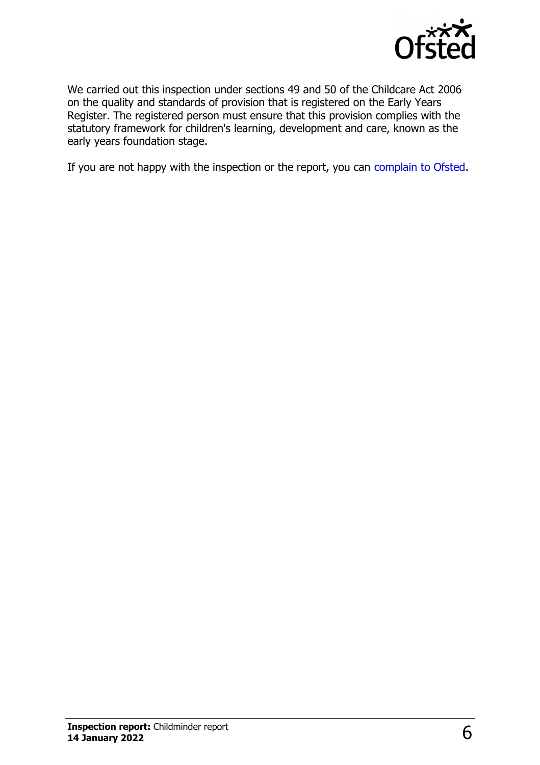We carried out this inspection under sections 49 and 50 of the Childcare Act 2006 on the quality and standards of provision that is registered on the Early Years Register. The registered person must ensure that this provision complies with the statutory framework for children's learning, development and care, known as the early years foundation stage.

If you are not happy with the inspection or the report, you can complain to Ofsted.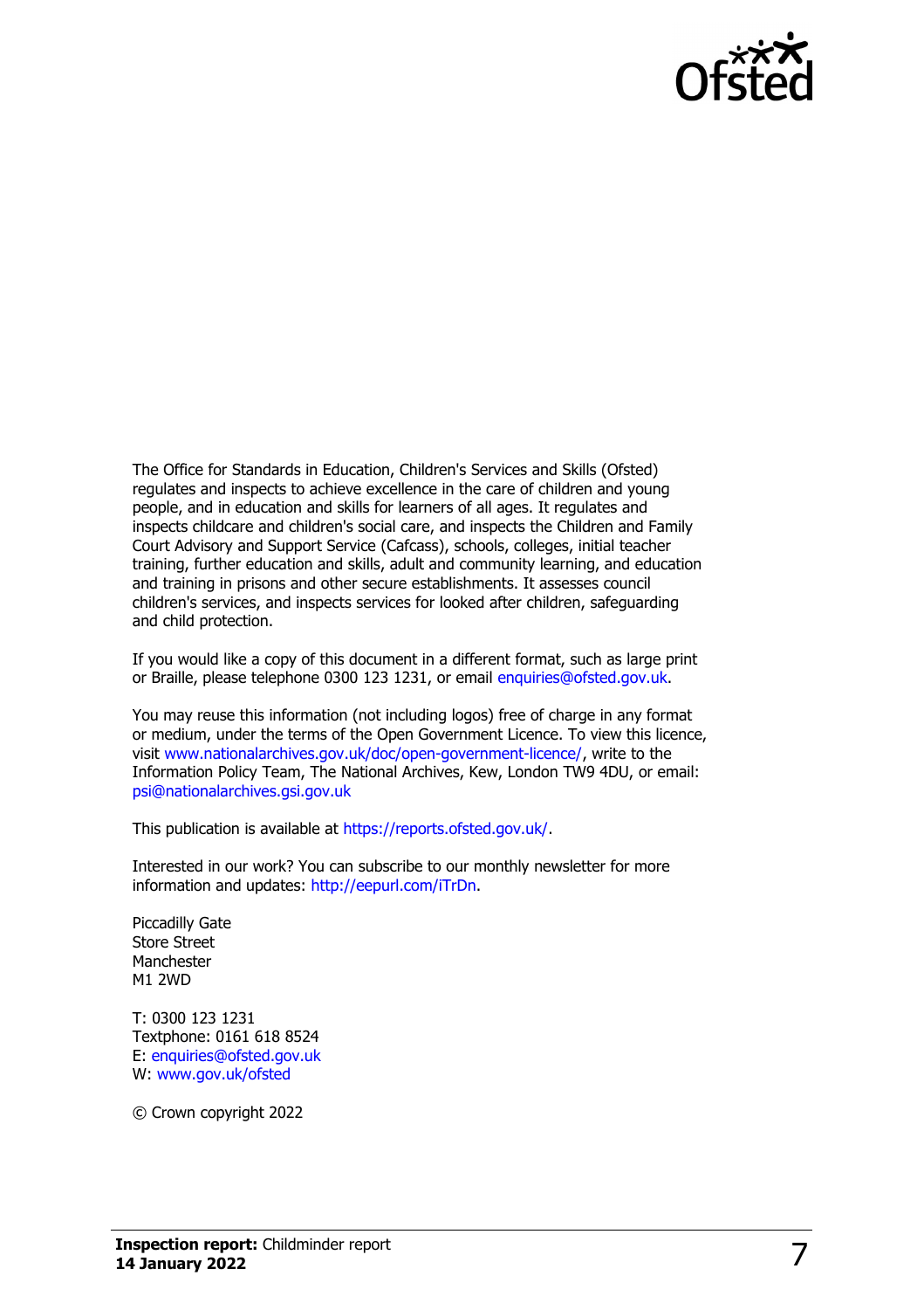The Office for Standards in Education, Children's Services and Skills (Ofsted) regulates and inspects to achieve excellence in the care of children and young people, and in education and skills for learners of all ages. It regulates and inspects childcare and children's social care, and inspects the Children and Family Court Advisory and Support Service (Cafcass), schools, colleges, initial teacher training, further education and skills, adult and community learning, and education and training in prisons and other secure establishments. It assesses council children's services, and inspects services for looked after children, safeguarding and child protection.

If you would like a copy of this document in a different format, such as large print or Braille, please telephone 0300 123 1231, or email enquiries@ofsted.gov.uk.

You may reuse this information (not including logos) free of charge in any format or medium, under the terms of the Open Government Licence. To view this licence, visit www.nationalarchives.gov.uk/doc/open-government-licence/, write to the Information Policy Team, The National Archives, Kew, London TW9 4DU, or email: psi@nationalarchives.gsi.gov.uk

This publication is available at https://reports.ofsted.gov.uk/.

Interested in our work? You can subscribe to our monthly newsletter for more information and updates: http://eepurl.com/iTrDn.

Piccadilly Gate
Store Street
Manchester
M1 2WD

T: 0300 123 1231
Textphone: 0161 618 8524
E: enquiries@ofsted.gov.uk
W: www.gov.uk/ofsted

© Crown copyright 2022